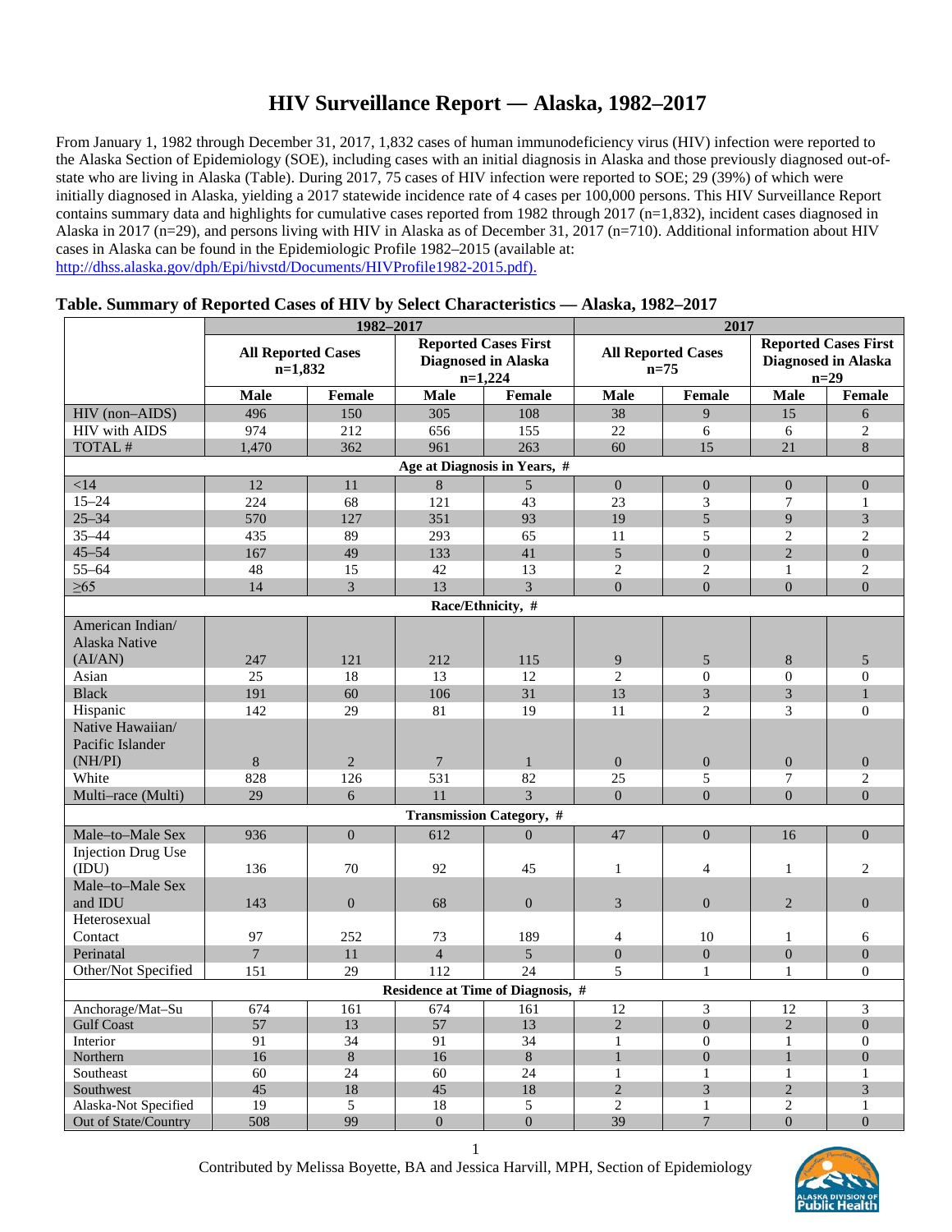# HIV Surveillance Report — Alaska, 1982–2017

From January 1, 1982 through December 31, 2017, 1,832 cases of human immunodeficiency virus (HIV) infection were reported to the Alaska Section of Epidemiology (SOE), including cases with an initial diagnosis in Alaska and those previously diagnosed out-of-state who are living in Alaska (Table). During 2017, 75 cases of HIV infection were reported to SOE; 29 (39%) of which were initially diagnosed in Alaska, yielding a 2017 statewide incidence rate of 4 cases per 100,000 persons. This HIV Surveillance Report contains summary data and highlights for cumulative cases reported from 1982 through 2017 (n=1,832), incident cases diagnosed in Alaska in 2017 (n=29), and persons living with HIV in Alaska as of December 31, 2017 (n=710). Additional information about HIV cases in Alaska can be found in the Epidemiologic Profile 1982–2015 (available at: http://dhss.alaska.gov/dph/Epi/hivstd/Documents/HIVProfile1982-2015.pdf).

**Table. Summary of Reported Cases of HIV by Select Characteristics — Alaska, 1982–2017**

| | 1982–2017 | | | | 2017 | | | |
|---|---|---|---|---|---|---|---|---|
| | All Reported Cases n=1,832 | | Reported Cases First Diagnosed in Alaska n=1,224 | | All Reported Cases n=75 | | Reported Cases First Diagnosed in Alaska n=29 | |
| | Male | Female | Male | Female | Male | Female | Male | Female |
| HIV (non–AIDS) | 496 | 150 | 305 | 108 | 38 | 9 | 15 | 6 |
| HIV with AIDS | 974 | 212 | 656 | 155 | 22 | 6 | 6 | 2 |
| TOTAL # | 1,470 | 362 | 961 | 263 | 60 | 15 | 21 | 8 |
| **Age at Diagnosis in Years, #** | | | | | | | | |
| <14 | 12 | 11 | 8 | 5 | 0 | 0 | 0 | 0 |
| 15–24 | 224 | 68 | 121 | 43 | 23 | 3 | 7 | 1 |
| 25–34 | 570 | 127 | 351 | 93 | 19 | 5 | 9 | 3 |
| 35–44 | 435 | 89 | 293 | 65 | 11 | 5 | 2 | 2 |
| 45–54 | 167 | 49 | 133 | 41 | 5 | 0 | 2 | 0 |
| 55–64 | 48 | 15 | 42 | 13 | 2 | 2 | 1 | 2 |
| ≥65 | 14 | 3 | 13 | 3 | 0 | 0 | 0 | 0 |
| **Race/Ethnicity, #** | | | | | | | | |
| American Indian/ Alaska Native (AI/AN) | 247 | 121 | 212 | 115 | 9 | 5 | 8 | 5 |
| Asian | 25 | 18 | 13 | 12 | 2 | 0 | 0 | 0 |
| Black | 191 | 60 | 106 | 31 | 13 | 3 | 3 | 1 |
| Hispanic | 142 | 29 | 81 | 19 | 11 | 2 | 3 | 0 |
| Native Hawaiian/ Pacific Islander (NH/PI) | 8 | 2 | 7 | 1 | 0 | 0 | 0 | 0 |
| White | 828 | 126 | 531 | 82 | 25 | 5 | 7 | 2 |
| Multi–race (Multi) | 29 | 6 | 11 | 3 | 0 | 0 | 0 | 0 |
| **Transmission Category, #** | | | | | | | | |
| Male–to–Male Sex | 936 | 0 | 612 | 0 | 47 | 0 | 16 | 0 |
| Injection Drug Use (IDU) | 136 | 70 | 92 | 45 | 1 | 4 | 1 | 2 |
| Male–to–Male Sex and IDU | 143 | 0 | 68 | 0 | 3 | 0 | 2 | 0 |
| Heterosexual Contact | 97 | 252 | 73 | 189 | 4 | 10 | 1 | 6 |
| Perinatal | 7 | 11 | 4 | 5 | 0 | 0 | 0 | 0 |
| Other/Not Specified | 151 | 29 | 112 | 24 | 5 | 1 | 1 | 0 |
| **Residence at Time of Diagnosis, #** | | | | | | | | |
| Anchorage/Mat–Su | 674 | 161 | 674 | 161 | 12 | 3 | 12 | 3 |
| Gulf Coast | 57 | 13 | 57 | 13 | 2 | 0 | 2 | 0 |
| Interior | 91 | 34 | 91 | 34 | 1 | 0 | 1 | 0 |
| Northern | 16 | 8 | 16 | 8 | 1 | 0 | 1 | 0 |
| Southeast | 60 | 24 | 60 | 24 | 1 | 1 | 1 | 1 |
| Southwest | 45 | 18 | 45 | 18 | 2 | 3 | 2 | 3 |
| Alaska-Not Specified | 19 | 5 | 18 | 5 | 2 | 1 | 2 | 1 |
| Out of State/Country | 508 | 99 | 0 | 0 | 39 | 7 | 0 | 0 |

Contributed by Melissa Boyette, BA and Jessica Harvill, MPH, Section of Epidemiology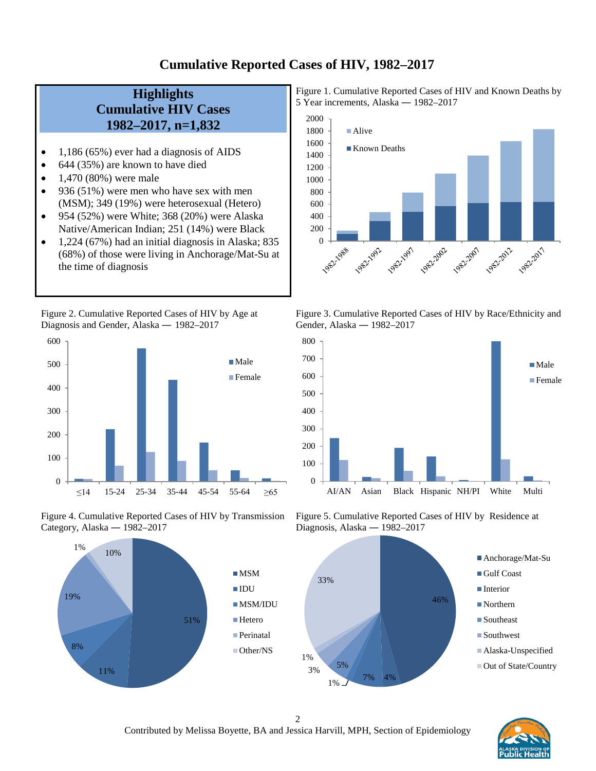# Cumulative Reported Cases of HIV, 1982–2017

## Highlights Cumulative HIV Cases 1982–2017, n=1,832

- 1,186 (65%) ever had a diagnosis of AIDS
- 644 (35%) are known to have died
- 1,470 (80%) were male
- 936 (51%) were men who have sex with men (MSM); 349 (19%) were heterosexual (Hetero)
- 954 (52%) were White; 368 (20%) were Alaska Native/American Indian; 251 (14%) were Black
- 1,224 (67%) had an initial diagnosis in Alaska; 835 (68%) of those were living in Anchorage/Mat-Su at the time of diagnosis

Figure 1. Cumulative Reported Cases of HIV and Known Deaths by 5 Year increments, Alaska — 1982–2017

Figure 2. Cumulative Reported Cases of HIV by Age at Diagnosis and Gender, Alaska — 1982–2017

Figure 3. Cumulative Reported Cases of HIV by Race/Ethnicity and Gender, Alaska — 1982–2017

Figure 4. Cumulative Reported Cases of HIV by Transmission Category, Alaska — 1982–2017

Figure 5. Cumulative Reported Cases of HIV by Residence at Diagnosis, Alaska — 1982–2017

Contributed by Melissa Boyette, BA and Jessica Harvill, MPH, Section of Epidemiology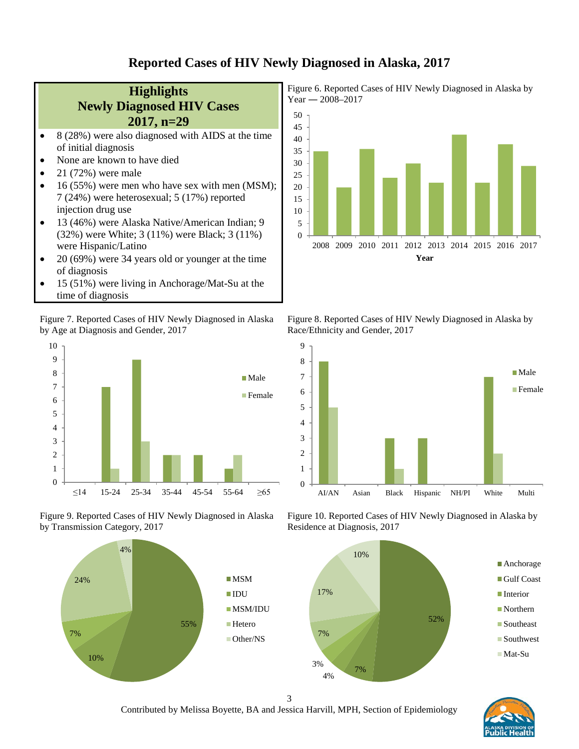# Reported Cases of HIV Newly Diagnosed in Alaska, 2017

## Highlights
## Newly Diagnosed HIV Cases
## 2017, n=29

- 8 (28%) were also diagnosed with AIDS at the time of initial diagnosis
- None are known to have died
- 21 (72%) were male
- 16 (55%) were men who have sex with men (MSM); 7 (24%) were heterosexual; 5 (17%) reported injection drug use
- 13 (46%) were Alaska Native/American Indian; 9 (32%) were White; 3 (11%) were Black; 3 (11%) were Hispanic/Latino
- 20 (69%) were 34 years old or younger at the time of diagnosis
- 15 (51%) were living in Anchorage/Mat-Su at the time of diagnosis

Figure 6. Reported Cases of HIV Newly Diagnosed in Alaska by Year — 2008–2017

| Year | Cases |
|---|---|
| 2008 | 35 |
| 2009 | 20 |
| 2010 | 36 |
| 2011 | 24 |
| 2012 | 30 |
| 2013 | 22 |
| 2014 | 42 |
| 2015 | 22 |
| 2016 | 38 |
| 2017 | 29 |

Figure 7. Reported Cases of HIV Newly Diagnosed in Alaska by Age at Diagnosis and Gender, 2017

| Age | Male | Female |
|---|---|---|
| ≤14 | 0 | 0 |
| 15-24 | 7 | 1 |
| 25-34 | 9 | 3 |
| 35-44 | 2 | 2 |
| 45-54 | 2 | 0 |
| 55-64 | 1 | 2 |
| ≥65 | 0 | 0 |

Figure 8. Reported Cases of HIV Newly Diagnosed in Alaska by Race/Ethnicity and Gender, 2017

| Race/Ethnicity | Male | Female |
|---|---|---|
| AI/AN | 8 | 5 |
| Asian | 0 | 0 |
| Black | 3 | 1 |
| Hispanic | 3 | 0 |
| NH/PI | 0 | 0 |
| White | 7 | 2 |
| Multi | 0 | 0 |

Figure 9. Reported Cases of HIV Newly Diagnosed in Alaska by Transmission Category, 2017

| Transmission Category | Percent |
|---|---|
| MSM | 55% |
| IDU | 10% |
| MSM/IDU | 7% |
| Hetero | 24% |
| Other/NS | 4% |

Figure 10. Reported Cases of HIV Newly Diagnosed in Alaska by Residence at Diagnosis, 2017

| Residence | Percent |
|---|---|
| Anchorage | 52% |
| Gulf Coast | 7% |
| Interior | 4% |
| Northern | 3% |
| Southeast | 7% |
| Southwest | 17% |
| Mat-Su | 10% |

Contributed by Melissa Boyette, BA and Jessica Harvill, MPH, Section of Epidemiology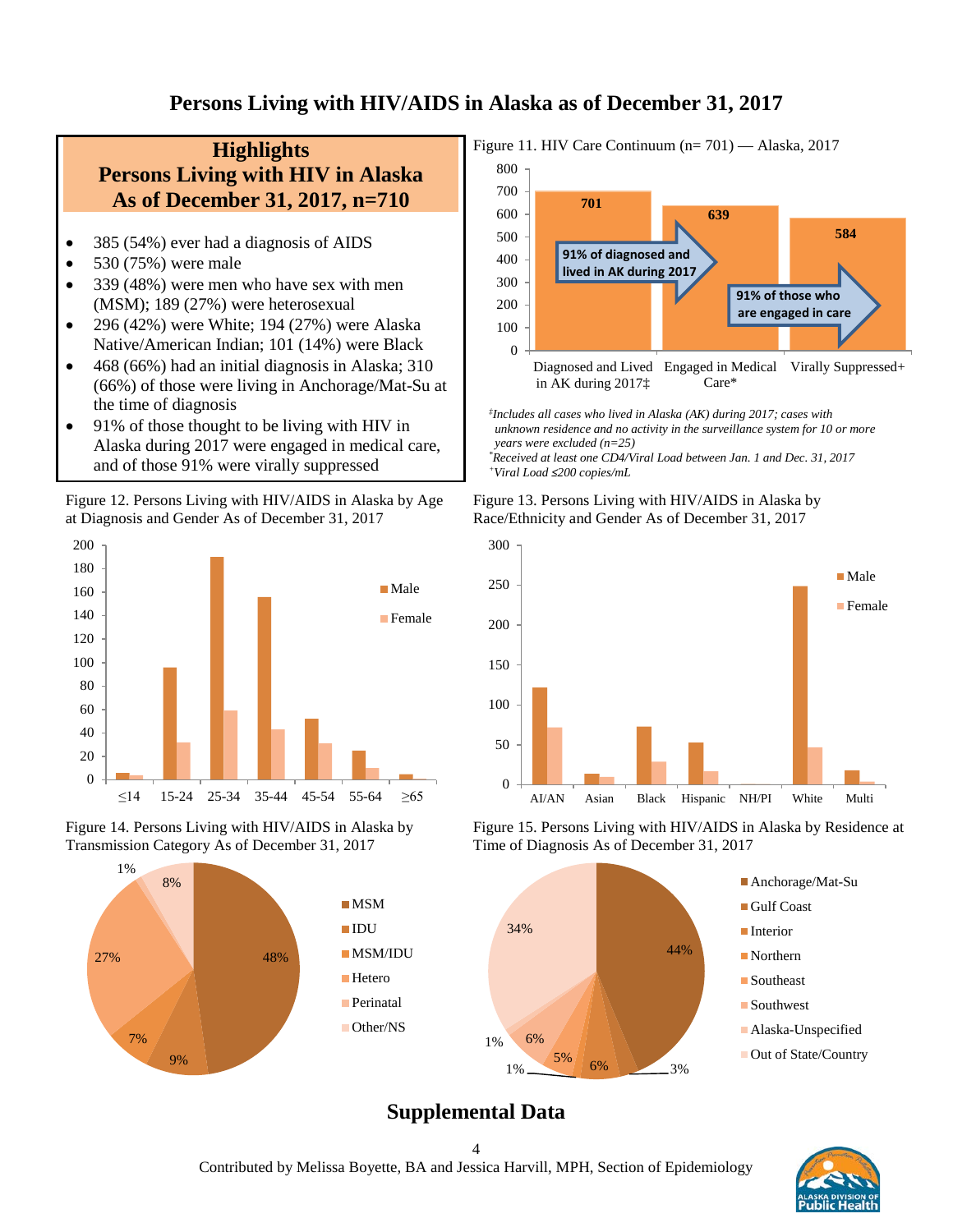# Persons Living with HIV/AIDS in Alaska as of December 31, 2017

## Highlights
## Persons Living with HIV in Alaska
## As of December 31, 2017, n=710

- 385 (54%) ever had a diagnosis of AIDS
- 530 (75%) were male
- 339 (48%) were men who have sex with men (MSM); 189 (27%) were heterosexual
- 296 (42%) were White; 194 (27%) were Alaska Native/American Indian; 101 (14%) were Black
- 468 (66%) had an initial diagnosis in Alaska; 310 (66%) of those were living in Anchorage/Mat-Su at the time of diagnosis
- 91% of those thought to be living with HIV in Alaska during 2017 were engaged in medical care, and of those 91% were virally suppressed

Figure 11. HIV Care Continuum (n= 701) — Alaska, 2017

| | Diagnosed and Lived in AK during 2017‡ | Engaged in Medical Care* | Virally Suppressed+ |
|---|---|---|---|
| Count | 701 | 639 | 584 |

91% of diagnosed and lived in AK during 2017

91% of those who are engaged in care

*‡Includes all cases who lived in Alaska (AK) during 2017; cases with unknown residence and no activity in the surveillance system for 10 or more years were excluded (n=25)*

*\*Received at least one CD4/Viral Load between Jan. 1 and Dec. 31, 2017*

*+Viral Load ≤200 copies/mL*

Figure 12. Persons Living with HIV/AIDS in Alaska by Age at Diagnosis and Gender As of December 31, 2017

Figure 13. Persons Living with HIV/AIDS in Alaska by Race/Ethnicity and Gender As of December 31, 2017

Figure 14. Persons Living with HIV/AIDS in Alaska by Transmission Category As of December 31, 2017

| Category | Percent |
|---|---|
| MSM | 48% |
| IDU | 9% |
| MSM/IDU | 7% |
| Hetero | 27% |
| Perinatal | 1% |
| Other/NS | 8% |

Figure 15. Persons Living with HIV/AIDS in Alaska by Residence at Time of Diagnosis As of December 31, 2017

| Residence | Percent |
|---|---|
| Anchorage/Mat-Su | 44% |
| Gulf Coast | 3% |
| Interior | 6% |
| Northern | 1% |
| Southeast | 5% |
| Southwest | 6% |
| Alaska-Unspecified | 1% |
| Out of State/Country | 34% |

## Supplemental Data

Contributed by Melissa Boyette, BA and Jessica Harvill, MPH, Section of Epidemiology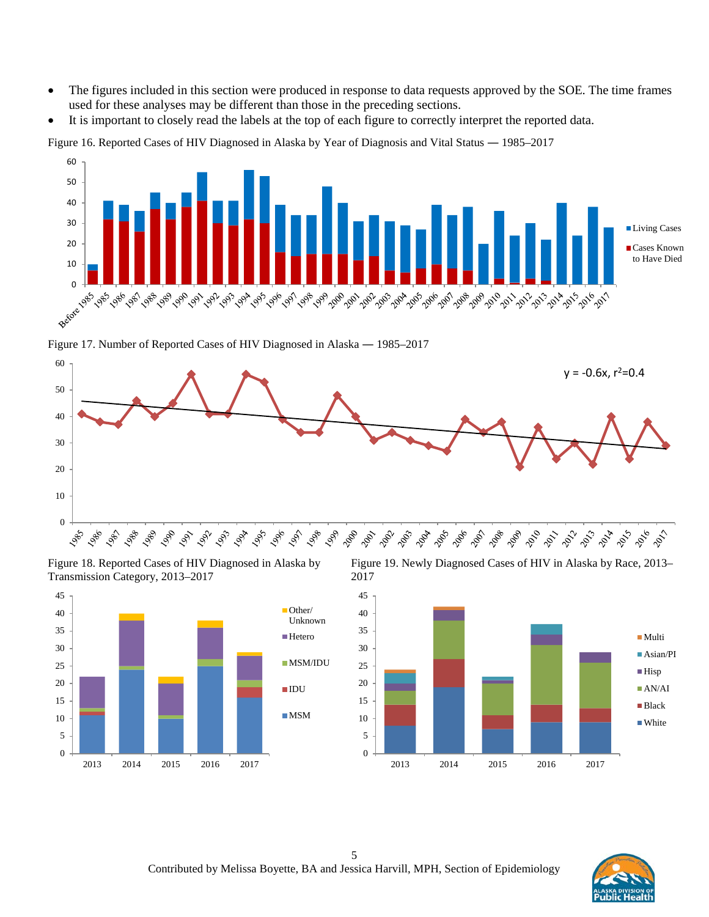- The figures included in this section were produced in response to data requests approved by the SOE. The time frames used for these analyses may be different than those in the preceding sections.
- It is important to closely read the labels at the top of each figure to correctly interpret the reported data.

Figure 16. Reported Cases of HIV Diagnosed in Alaska by Year of Diagnosis and Vital Status — 1985–2017

60
50
40
30
20
10
0

Living Cases
Cases Known to Have Died

Before 1985, 1985, 1986, 1987, 1988, 1989, 1990, 1991, 1992, 1993, 1994, 1995, 1996, 1997, 1998, 1999, 2000, 2001, 2002, 2003, 2004, 2005, 2006, 2007, 2008, 2009, 2010, 2011, 2012, 2013, 2014, 2015, 2016, 2017

Figure 17. Number of Reported Cases of HIV Diagnosed in Alaska — 1985–2017

60
50
40
30
20
10
0

$y = -0.6x$, $r^2=0.4$

1985, 1986, 1987, 1988, 1989, 1990, 1991, 1992, 1993, 1994, 1995, 1996, 1997, 1998, 1999, 2000, 2001, 2002, 2003, 2004, 2005, 2006, 2007, 2008, 2009, 2010, 2011, 2012, 2013, 2014, 2015, 2016, 2017

Figure 18. Reported Cases of HIV Diagnosed in Alaska by Transmission Category, 2013–2017

45
40
35
30
25
20
15
10
5
0

2013, 2014, 2015, 2016, 2017

Other/ Unknown
Hetero
MSM/IDU
IDU
MSM

Figure 19. Newly Diagnosed Cases of HIV in Alaska by Race, 2013–2017

45
40
35
30
25
20
15
10
5
0

2013, 2014, 2015, 2016, 2017

Multi
Asian/PI
Hisp
AN/AI
Black
White

Contributed by Melissa Boyette, BA and Jessica Harvill, MPH, Section of Epidemiology